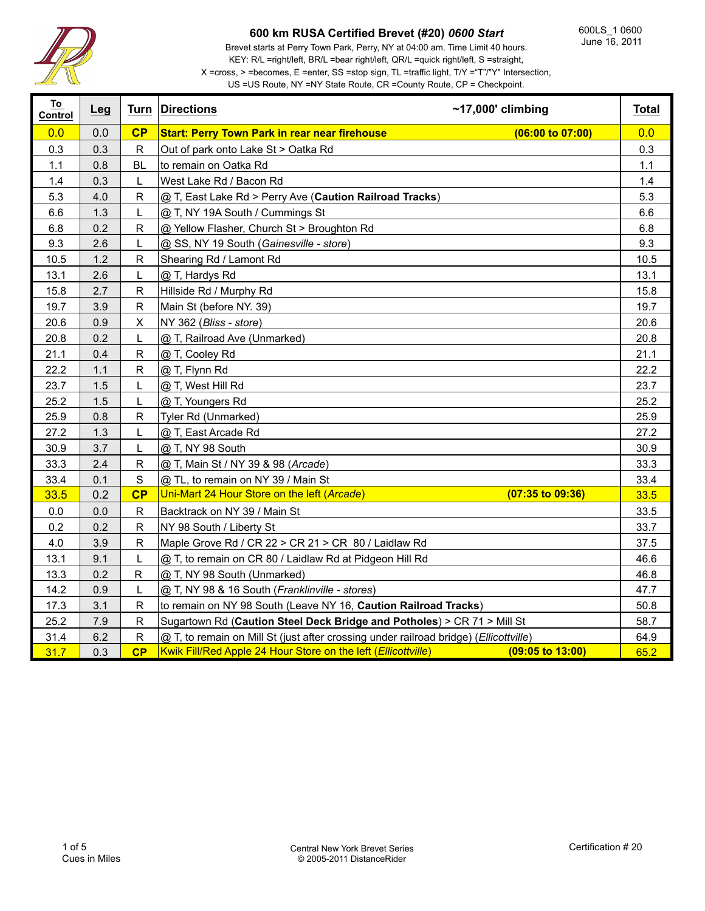# 600 km RUSA Certified Brevet (#20) *0600 Start*

600LS_1 0600
June 16, 2011

Brevet starts at Perry Town Park, Perry, NY at 04:00 am. Time Limit 40 hours.
KEY: R/L =right/left, BR/L =bear right/left, QR/L =quick right/left, S =straight,
X =cross, > =becomes, E =enter, SS =stop sign, TL =traffic light, T/Y ="T"/"Y" Intersection,
US =US Route, NY =NY State Route, CR =County Route, CP = Checkpoint.

| To Control | Leg | Turn | Directions ~17,000' climbing | Total |
|---|---|---|---|---|
| 0.0 | 0.0 | **CP** | **Start: Perry Town Park in rear near firehouse (06:00 to 07:00)** | 0.0 |
| 0.3 | 0.3 | R | Out of park onto Lake St > Oatka Rd | 0.3 |
| 1.1 | 0.8 | BL | to remain on Oatka Rd | 1.1 |
| 1.4 | 0.3 | L | West Lake Rd / Bacon Rd | 1.4 |
| 5.3 | 4.0 | R | @ T, East Lake Rd > Perry Ave (**Caution Railroad Tracks**) | 5.3 |
| 6.6 | 1.3 | L | @ T, NY 19A South / Cummings St | 6.6 |
| 6.8 | 0.2 | R | @ Yellow Flasher, Church St > Broughton Rd | 6.8 |
| 9.3 | 2.6 | L | @ SS, NY 19 South (*Gainesville - store*) | 9.3 |
| 10.5 | 1.2 | R | Shearing Rd / Lamont Rd | 10.5 |
| 13.1 | 2.6 | L | @ T, Hardys Rd | 13.1 |
| 15.8 | 2.7 | R | Hillside Rd / Murphy Rd | 15.8 |
| 19.7 | 3.9 | R | Main St (before NY. 39) | 19.7 |
| 20.6 | 0.9 | X | NY 362 (*Bliss - store*) | 20.6 |
| 20.8 | 0.2 | L | @ T, Railroad Ave (Unmarked) | 20.8 |
| 21.1 | 0.4 | R | @ T, Cooley Rd | 21.1 |
| 22.2 | 1.1 | R | @ T, Flynn Rd | 22.2 |
| 23.7 | 1.5 | L | @ T, West Hill Rd | 23.7 |
| 25.2 | 1.5 | L | @ T, Youngers Rd | 25.2 |
| 25.9 | 0.8 | R | Tyler Rd (Unmarked) | 25.9 |
| 27.2 | 1.3 | L | @ T, East Arcade Rd | 27.2 |
| 30.9 | 3.7 | L | @ T, NY 98 South | 30.9 |
| 33.3 | 2.4 | R | @ T, Main St / NY 39 & 98 (*Arcade*) | 33.3 |
| 33.4 | 0.1 | S | @ TL, to remain on NY 39 / Main St | 33.4 |
| 33.5 | 0.2 | **CP** | Uni-Mart 24 Hour Store on the left (*Arcade*) **(07:35 to 09:36)** | 33.5 |
| 0.0 | 0.0 | R | Backtrack on NY 39 / Main St | 33.5 |
| 0.2 | 0.2 | R | NY 98 South / Liberty St | 33.7 |
| 4.0 | 3.9 | R | Maple Grove Rd / CR 22 > CR 21 > CR 80 / Laidlaw Rd | 37.5 |
| 13.1 | 9.1 | L | @ T, to remain on CR 80 / Laidlaw Rd at Pidgeon Hill Rd | 46.6 |
| 13.3 | 0.2 | R | @ T, NY 98 South (Unmarked) | 46.8 |
| 14.2 | 0.9 | L | @ T, NY 98 & 16 South (*Franklinville - stores*) | 47.7 |
| 17.3 | 3.1 | R | to remain on NY 98 South (Leave NY 16, **Caution Railroad Tracks**) | 50.8 |
| 25.2 | 7.9 | R | Sugartown Rd (**Caution Steel Deck Bridge and Potholes**) > CR 71 > Mill St | 58.7 |
| 31.4 | 6.2 | R | @ T, to remain on Mill St (just after crossing under railroad bridge) (*Ellicottville*) | 64.9 |
| 31.7 | 0.3 | **CP** | Kwik Fill/Red Apple 24 Hour Store on the left (*Ellicottville*) **(09:05 to 13:00)** | 65.2 |

Cues in Miles

Central New York Brevet Series
© 2005-2011 DistanceRider

Certification # 20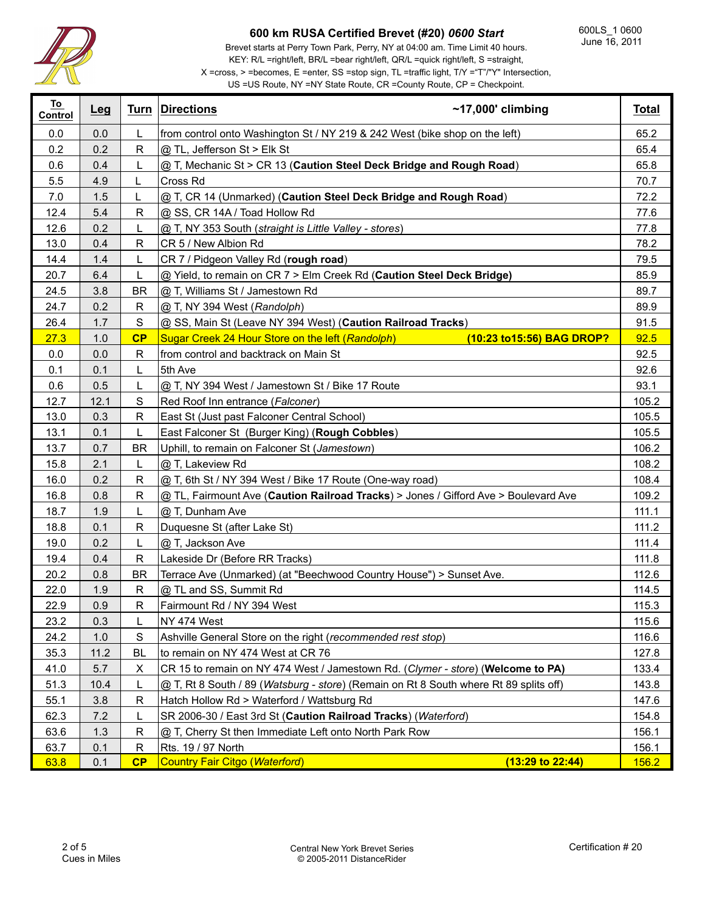## 600 km RUSA Certified Brevet (#20) *0600 Start*

600LS_1 0600
June 16, 2011

Brevet starts at Perry Town Park, Perry, NY at 04:00 am. Time Limit 40 hours.
KEY: R/L =right/left, BR/L =bear right/left, QR/L =quick right/left, S =straight,
X =cross, > =becomes, E =enter, SS =stop sign, TL =traffic light, T/Y ="T"/"Y" Intersection,
US =US Route, NY =NY State Route, CR =County Route, CP = Checkpoint.

| To Control | Leg | Turn | Directions ~17,000' climbing | Total |
|---|---|---|---|---|
| 0.0 | 0.0 | L | from control onto Washington St / NY 219 & 242 West (bike shop on the left) | 65.2 |
| 0.2 | 0.2 | R | @ TL, Jefferson St > Elk St | 65.4 |
| 0.6 | 0.4 | L | @ T, Mechanic St > CR 13 (**Caution Steel Deck Bridge and Rough Road**) | 65.8 |
| 5.5 | 4.9 | L | Cross Rd | 70.7 |
| 7.0 | 1.5 | L | @ T, CR 14 (Unmarked) (**Caution Steel Deck Bridge and Rough Road**) | 72.2 |
| 12.4 | 5.4 | R | @ SS, CR 14A / Toad Hollow Rd | 77.6 |
| 12.6 | 0.2 | L | @ T, NY 353 South (*straight is Little Valley - stores*) | 77.8 |
| 13.0 | 0.4 | R | CR 5 / New Albion Rd | 78.2 |
| 14.4 | 1.4 | L | CR 7 / Pidgeon Valley Rd (**rough road**) | 79.5 |
| 20.7 | 6.4 | L | @ Yield, to remain on CR 7 > Elm Creek Rd (**Caution Steel Deck Bridge**) | 85.9 |
| 24.5 | 3.8 | BR | @ T, Williams St / Jamestown Rd | 89.7 |
| 24.7 | 0.2 | R | @ T, NY 394 West (*Randolph*) | 89.9 |
| 26.4 | 1.7 | S | @ SS, Main St (Leave NY 394 West) (**Caution Railroad Tracks**) | 91.5 |
| 27.3 | 1.0 | **CP** | Sugar Creek 24 Hour Store on the left (*Randolph*) **(10:23 to15:56) BAG DROP?** | 92.5 |
| 0.0 | 0.0 | R | from control and backtrack on Main St | 92.5 |
| 0.1 | 0.1 | L | 5th Ave | 92.6 |
| 0.6 | 0.5 | L | @ T, NY 394 West / Jamestown St / Bike 17 Route | 93.1 |
| 12.7 | 12.1 | S | Red Roof Inn entrance (*Falconer*) | 105.2 |
| 13.0 | 0.3 | R | East St (Just past Falconer Central School) | 105.5 |
| 13.1 | 0.1 | L | East Falconer St (Burger King) (**Rough Cobbles**) | 105.5 |
| 13.7 | 0.7 | BR | Uphill, to remain on Falconer St (*Jamestown*) | 106.2 |
| 15.8 | 2.1 | L | @ T, Lakeview Rd | 108.2 |
| 16.0 | 0.2 | R | @ T, 6th St / NY 394 West / Bike 17 Route (One-way road) | 108.4 |
| 16.8 | 0.8 | R | @ TL, Fairmount Ave (**Caution Railroad Tracks**) > Jones / Gifford Ave > Boulevard Ave | 109.2 |
| 18.7 | 1.9 | L | @ T, Dunham Ave | 111.1 |
| 18.8 | 0.1 | R | Duquesne St (after Lake St) | 111.2 |
| 19.0 | 0.2 | L | @ T, Jackson Ave | 111.4 |
| 19.4 | 0.4 | R | Lakeside Dr (Before RR Tracks) | 111.8 |
| 20.2 | 0.8 | BR | Terrace Ave (Unmarked) (at "Beechwood Country House") > Sunset Ave. | 112.6 |
| 22.0 | 1.9 | R | @ TL and SS, Summit Rd | 114.5 |
| 22.9 | 0.9 | R | Fairmount Rd / NY 394 West | 115.3 |
| 23.2 | 0.3 | L | NY 474 West | 115.6 |
| 24.2 | 1.0 | S | Ashville General Store on the right (*recommended rest stop*) | 116.6 |
| 35.3 | 11.2 | BL | to remain on NY 474 West at CR 76 | 127.8 |
| 41.0 | 5.7 | X | CR 15 to remain on NY 474 West / Jamestown Rd. (*Clymer - store*) (**Welcome to PA)** | 133.4 |
| 51.3 | 10.4 | L | @ T, Rt 8 South / 89 (*Watsburg - store*) (Remain on Rt 8 South where Rt 89 splits off) | 143.8 |
| 55.1 | 3.8 | R | Hatch Hollow Rd > Waterford / Wattsburg Rd | 147.6 |
| 62.3 | 7.2 | L | SR 2006-30 / East 3rd St (**Caution Railroad Tracks**) (*Waterford*) | 154.8 |
| 63.6 | 1.3 | R | @ T, Cherry St then Immediate Left onto North Park Row | 156.1 |
| 63.7 | 0.1 | R | Rts. 19 / 97 North | 156.1 |
| 63.8 | 0.1 | **CP** | Country Fair Citgo (*Waterford*) **(13:29 to 22:44)** | 156.2 |

Cues in Miles

Certification # 20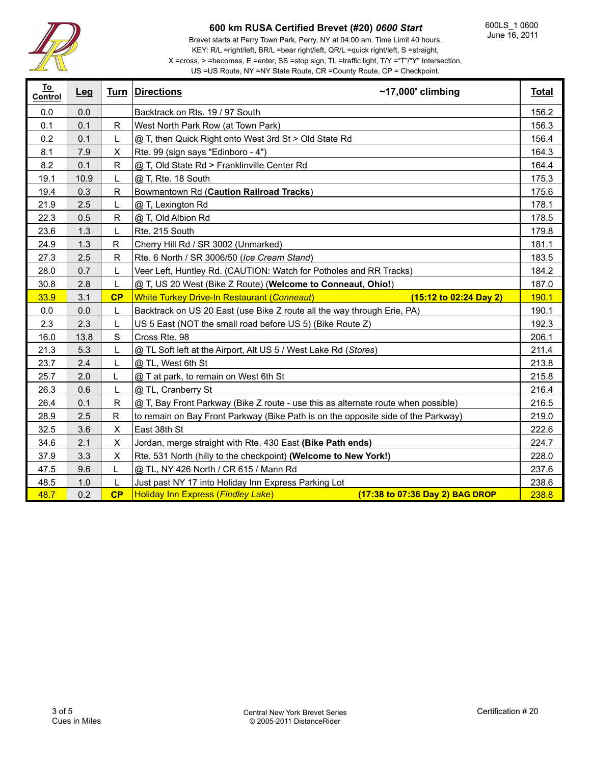# 600 km RUSA Certified Brevet (#20) *0600 Start*

600LS_1 0600
June 16, 2011

Brevet starts at Perry Town Park, Perry, NY at 04:00 am. Time Limit 40 hours.
KEY: R/L =right/left, BR/L =bear right/left, QR/L =quick right/left, S =straight,
X =cross, > =becomes, E =enter, SS =stop sign, TL =traffic light, T/Y ="T"/"Y" Intersection,
US =US Route, NY =NY State Route, CR =County Route, CP = Checkpoint.

| To Control | Leg | Turn | Directions ~17,000' climbing | Total |
|---|---|---|---|---|
| 0.0 | 0.0 | | Backtrack on Rts. 19 / 97 South | 156.2 |
| 0.1 | 0.1 | R | West North Park Row (at Town Park) | 156.3 |
| 0.2 | 0.1 | L | @ T, then Quick Right onto West 3rd St > Old State Rd | 156.4 |
| 8.1 | 7.9 | X | Rte. 99 (sign says "Edinboro - 4") | 164.3 |
| 8.2 | 0.1 | R | @ T, Old State Rd > Franklinville Center Rd | 164.4 |
| 19.1 | 10.9 | L | @ T, Rte. 18 South | 175.3 |
| 19.4 | 0.3 | R | Bowmantown Rd (**Caution Railroad Tracks**) | 175.6 |
| 21.9 | 2.5 | L | @ T, Lexington Rd | 178.1 |
| 22.3 | 0.5 | R | @ T, Old Albion Rd | 178.5 |
| 23.6 | 1.3 | L | Rte. 215 South | 179.8 |
| 24.9 | 1.3 | R | Cherry Hill Rd / SR 3002 (Unmarked) | 181.1 |
| 27.3 | 2.5 | R | Rte. 6 North / SR 3006/50 (*Ice Cream Stand*) | 183.5 |
| 28.0 | 0.7 | L | Veer Left, Huntley Rd. (CAUTION: Watch for Potholes and RR Tracks) | 184.2 |
| 30.8 | 2.8 | L | @ T, US 20 West (Bike Z Route) (**Welcome to Conneaut, Ohio!**) | 187.0 |
| 33.9 | 3.1 | **CP** | White Turkey Drive-In Restaurant (*Conneaut*) **(15:12 to 02:24 Day 2)** | 190.1 |
| 0.0 | 0.0 | L | Backtrack on US 20 East (use Bike Z route all the way through Erie, PA) | 190.1 |
| 2.3 | 2.3 | L | US 5 East (NOT the small road before US 5) (Bike Route Z) | 192.3 |
| 16.0 | 13.8 | S | Cross Rte. 98 | 206.1 |
| 21.3 | 5.3 | L | @ TL Soft left at the Airport, Alt US 5 / West Lake Rd (*Stores*) | 211.4 |
| 23.7 | 2.4 | L | @ TL, West 6th St | 213.8 |
| 25.7 | 2.0 | L | @ T at park, to remain on West 6th St | 215.8 |
| 26.3 | 0.6 | L | @ TL, Cranberry St | 216.4 |
| 26.4 | 0.1 | R | @ T, Bay Front Parkway (Bike Z route - use this as alternate route when possible) | 216.5 |
| 28.9 | 2.5 | R | to remain on Bay Front Parkway (Bike Path is on the opposite side of the Parkway) | 219.0 |
| 32.5 | 3.6 | X | East 38th St | 222.6 |
| 34.6 | 2.1 | X | Jordan, merge straight with Rte. 430 East **(Bike Path ends)** | 224.7 |
| 37.9 | 3.3 | X | Rte. 531 North (hilly to the checkpoint) **(Welcome to New York!)** | 228.0 |
| 47.5 | 9.6 | L | @ TL, NY 426 North / CR 615 / Mann Rd | 237.6 |
| 48.5 | 1.0 | L | Just past NY 17 into Holiday Inn Express Parking Lot | 238.6 |
| 48.7 | 0.2 | **CP** | Holiday Inn Express (*Findley Lake*) **(17:38 to 07:36 Day 2) BAG DROP** | 238.8 |

Cues in Miles

Central New York Brevet Series
© 2005-2011 DistanceRider

Certification # 20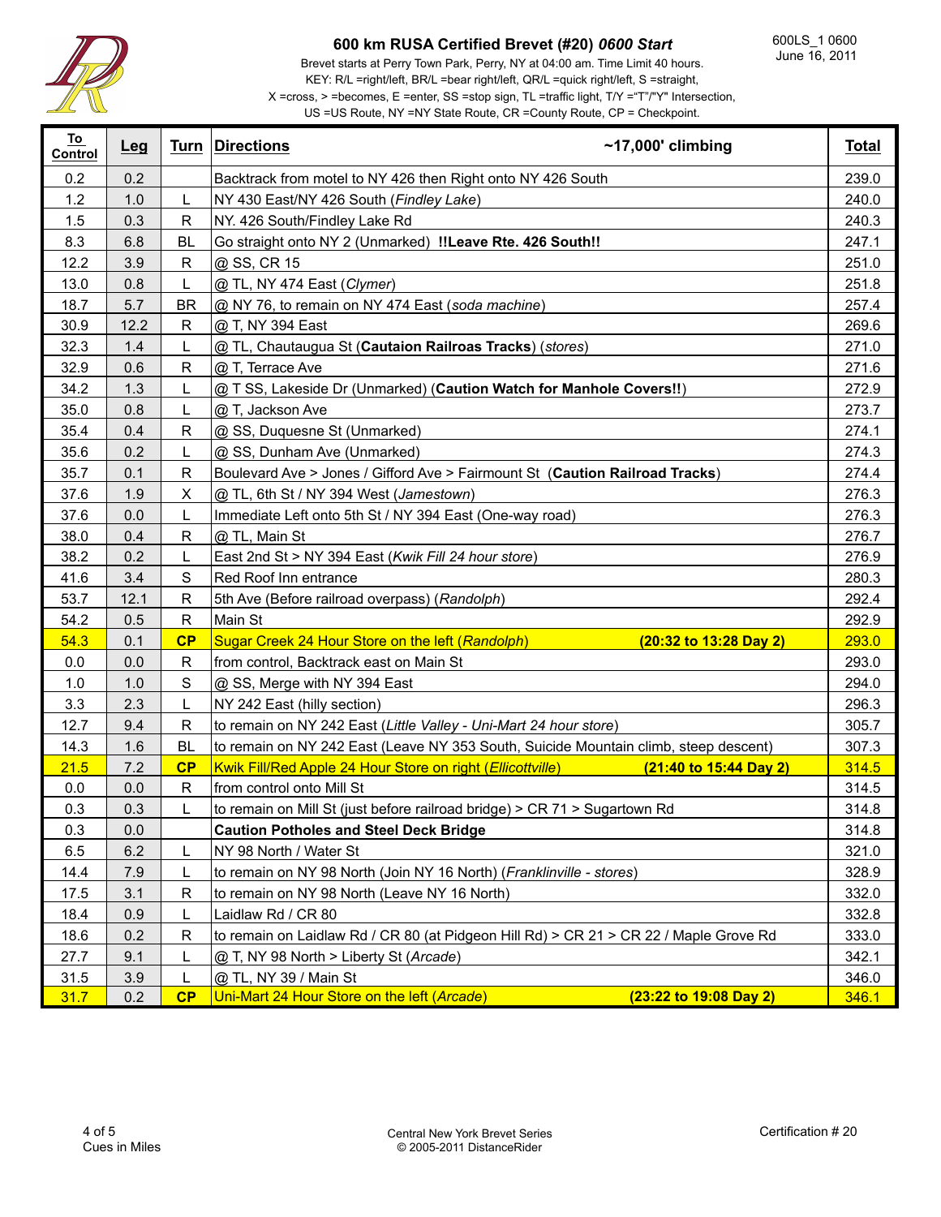# 600 km RUSA Certified Brevet (#20) *0600 Start*

600LS_1 0600
June 16, 2011

Brevet starts at Perry Town Park, Perry, NY at 04:00 am. Time Limit 40 hours.
KEY: R/L =right/left, BR/L =bear right/left, QR/L =quick right/left, S =straight,
X =cross, > =becomes, E =enter, SS =stop sign, TL =traffic light, T/Y ="T"/"Y" Intersection,
US =US Route, NY =NY State Route, CR =County Route, CP = Checkpoint.

| To Control | Leg | Turn | Directions ~17,000' climbing | Total |
|---|---|---|---|---|
| 0.2 | 0.2 | | Backtrack from motel to NY 426 then Right onto NY 426 South | 239.0 |
| 1.2 | 1.0 | L | NY 430 East/NY 426 South (*Findley Lake*) | 240.0 |
| 1.5 | 0.3 | R | NY. 426 South/Findley Lake Rd | 240.3 |
| 8.3 | 6.8 | BL | Go straight onto NY 2 (Unmarked) **!!Leave Rte. 426 South!!** | 247.1 |
| 12.2 | 3.9 | R | @ SS, CR 15 | 251.0 |
| 13.0 | 0.8 | L | @ TL, NY 474 East (*Clymer*) | 251.8 |
| 18.7 | 5.7 | BR | @ NY 76, to remain on NY 474 East (*soda machine*) | 257.4 |
| 30.9 | 12.2 | R | @ T, NY 394 East | 269.6 |
| 32.3 | 1.4 | L | @ TL, Chautaugua St (**Cautaion Railroas Tracks**) (*stores*) | 271.0 |
| 32.9 | 0.6 | R | @ T, Terrace Ave | 271.6 |
| 34.2 | 1.3 | L | @ T SS, Lakeside Dr (Unmarked) (**Caution Watch for Manhole Covers!!**) | 272.9 |
| 35.0 | 0.8 | L | @ T, Jackson Ave | 273.7 |
| 35.4 | 0.4 | R | @ SS, Duquesne St (Unmarked) | 274.1 |
| 35.6 | 0.2 | L | @ SS, Dunham Ave (Unmarked) | 274.3 |
| 35.7 | 0.1 | R | Boulevard Ave > Jones / Gifford Ave > Fairmount St (**Caution Railroad Tracks**) | 274.4 |
| 37.6 | 1.9 | X | @ TL, 6th St / NY 394 West (*Jamestown*) | 276.3 |
| 37.6 | 0.0 | L | Immediate Left onto 5th St / NY 394 East (One-way road) | 276.3 |
| 38.0 | 0.4 | R | @ TL, Main St | 276.7 |
| 38.2 | 0.2 | L | East 2nd St > NY 394 East (*Kwik Fill 24 hour store*) | 276.9 |
| 41.6 | 3.4 | S | Red Roof Inn entrance | 280.3 |
| 53.7 | 12.1 | R | 5th Ave (Before railroad overpass) (*Randolph*) | 292.4 |
| 54.2 | 0.5 | R | Main St | 292.9 |
| 54.3 | 0.1 | **CP** | Sugar Creek 24 Hour Store on the left (*Randolph*) **(20:32 to 13:28 Day 2)** | 293.0 |
| 0.0 | 0.0 | R | from control, Backtrack east on Main St | 293.0 |
| 1.0 | 1.0 | S | @ SS, Merge with NY 394 East | 294.0 |
| 3.3 | 2.3 | L | NY 242 East (hilly section) | 296.3 |
| 12.7 | 9.4 | R | to remain on NY 242 East (*Little Valley - Uni-Mart 24 hour store*) | 305.7 |
| 14.3 | 1.6 | BL | to remain on NY 242 East (Leave NY 353 South, Suicide Mountain climb, steep descent) | 307.3 |
| 21.5 | 7.2 | **CP** | Kwik Fill/Red Apple 24 Hour Store on right (*Ellicottville*) **(21:40 to 15:44 Day 2)** | 314.5 |
| 0.0 | 0.0 | R | from control onto Mill St | 314.5 |
| 0.3 | 0.3 | L | to remain on Mill St (just before railroad bridge) > CR 71 > Sugartown Rd | 314.8 |
| 0.3 | 0.0 | | **Caution Potholes and Steel Deck Bridge** | 314.8 |
| 6.5 | 6.2 | L | NY 98 North / Water St | 321.0 |
| 14.4 | 7.9 | L | to remain on NY 98 North (Join NY 16 North) (*Franklinville - stores*) | 328.9 |
| 17.5 | 3.1 | R | to remain on NY 98 North (Leave NY 16 North) | 332.0 |
| 18.4 | 0.9 | L | Laidlaw Rd / CR 80 | 332.8 |
| 18.6 | 0.2 | R | to remain on Laidlaw Rd / CR 80 (at Pidgeon Hill Rd) > CR 21 > CR 22 / Maple Grove Rd | 333.0 |
| 27.7 | 9.1 | L | @ T, NY 98 North > Liberty St (*Arcade*) | 342.1 |
| 31.5 | 3.9 | L | @ TL, NY 39 / Main St | 346.0 |
| 31.7 | 0.2 | **CP** | Uni-Mart 24 Hour Store on the left (*Arcade*) **(23:22 to 19:08 Day 2)** | 346.1 |

Cues in Miles

Central New York Brevet Series
© 2005-2011 DistanceRider

Certification # 20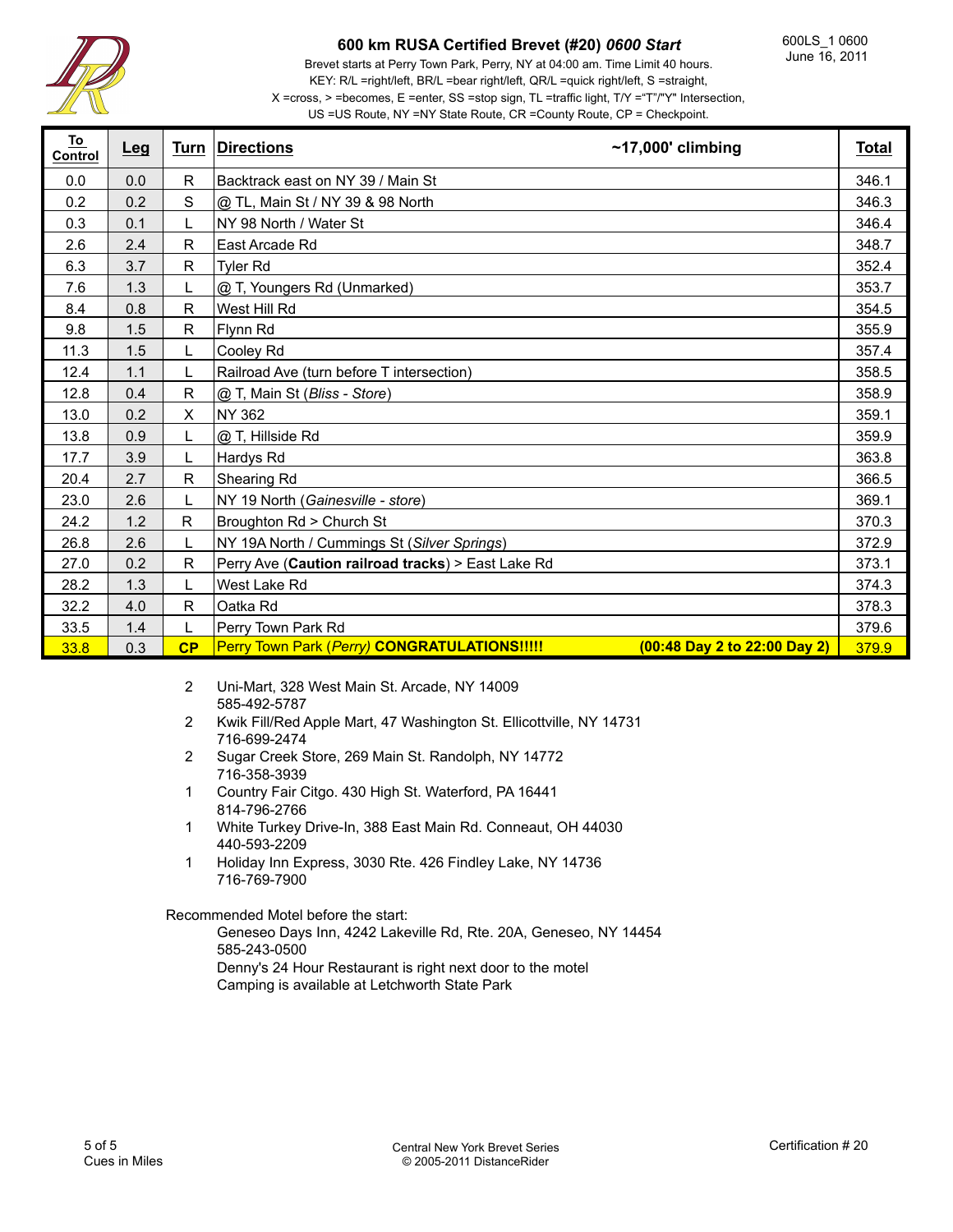## 600 km RUSA Certified Brevet (#20) *0600 Start*

600LS_1 0600
June 16, 2011

Brevet starts at Perry Town Park, Perry, NY at 04:00 am. Time Limit 40 hours.
KEY: R/L =right/left, BR/L =bear right/left, QR/L =quick right/left, S =straight,
X =cross, > =becomes, E =enter, SS =stop sign, TL =traffic light, T/Y ="T"/"Y" Intersection,
US =US Route, NY =NY State Route, CR =County Route, CP = Checkpoint.

| To Control | Leg | Turn | Directions ~17,000' climbing | Total |
|---|---|---|---|---|
| 0.0 | 0.0 | R | Backtrack east on NY 39 / Main St | 346.1 |
| 0.2 | 0.2 | S | @ TL, Main St / NY 39 & 98 North | 346.3 |
| 0.3 | 0.1 | L | NY 98 North / Water St | 346.4 |
| 2.6 | 2.4 | R | East Arcade Rd | 348.7 |
| 6.3 | 3.7 | R | Tyler Rd | 352.4 |
| 7.6 | 1.3 | L | @ T, Youngers Rd (Unmarked) | 353.7 |
| 8.4 | 0.8 | R | West Hill Rd | 354.5 |
| 9.8 | 1.5 | R | Flynn Rd | 355.9 |
| 11.3 | 1.5 | L | Cooley Rd | 357.4 |
| 12.4 | 1.1 | L | Railroad Ave (turn before T intersection) | 358.5 |
| 12.8 | 0.4 | R | @ T, Main St (*Bliss - Store*) | 358.9 |
| 13.0 | 0.2 | X | NY 362 | 359.1 |
| 13.8 | 0.9 | L | @ T, Hillside Rd | 359.9 |
| 17.7 | 3.9 | L | Hardys Rd | 363.8 |
| 20.4 | 2.7 | R | Shearing Rd | 366.5 |
| 23.0 | 2.6 | L | NY 19 North (*Gainesville - store*) | 369.1 |
| 24.2 | 1.2 | R | Broughton Rd > Church St | 370.3 |
| 26.8 | 2.6 | L | NY 19A North / Cummings St (*Silver Springs*) | 372.9 |
| 27.0 | 0.2 | R | Perry Ave (**Caution railroad tracks**) > East Lake Rd | 373.1 |
| 28.2 | 1.3 | L | West Lake Rd | 374.3 |
| 32.2 | 4.0 | R | Oatka Rd | 378.3 |
| 33.5 | 1.4 | L | Perry Town Park Rd | 379.6 |
| 33.8 | 0.3 | **CP** | Perry Town Park (*Perry*) **CONGRATULATIONS!!!!!** **(00:48 Day 2 to 22:00 Day 2)** | 379.9 |

2 Uni-Mart, 328 West Main St. Arcade, NY 14009
585-492-5787

2 Kwik Fill/Red Apple Mart, 47 Washington St. Ellicottville, NY 14731
716-699-2474

2 Sugar Creek Store, 269 Main St. Randolph, NY 14772
716-358-3939

1 Country Fair Citgo. 430 High St. Waterford, PA 16441
814-796-2766

1 White Turkey Drive-In, 388 East Main Rd. Conneaut, OH 44030
440-593-2209

1 Holiday Inn Express, 3030 Rte. 426 Findley Lake, NY 14736
716-769-7900

Recommended Motel before the start:

Geneseo Days Inn, 4242 Lakeville Rd, Rte. 20A, Geneseo, NY 14454
585-243-0500
Denny's 24 Hour Restaurant is right next door to the motel
Camping is available at Letchworth State Park

Cues in Miles

Central New York Brevet Series
© 2005-2011 DistanceRider

Certification # 20